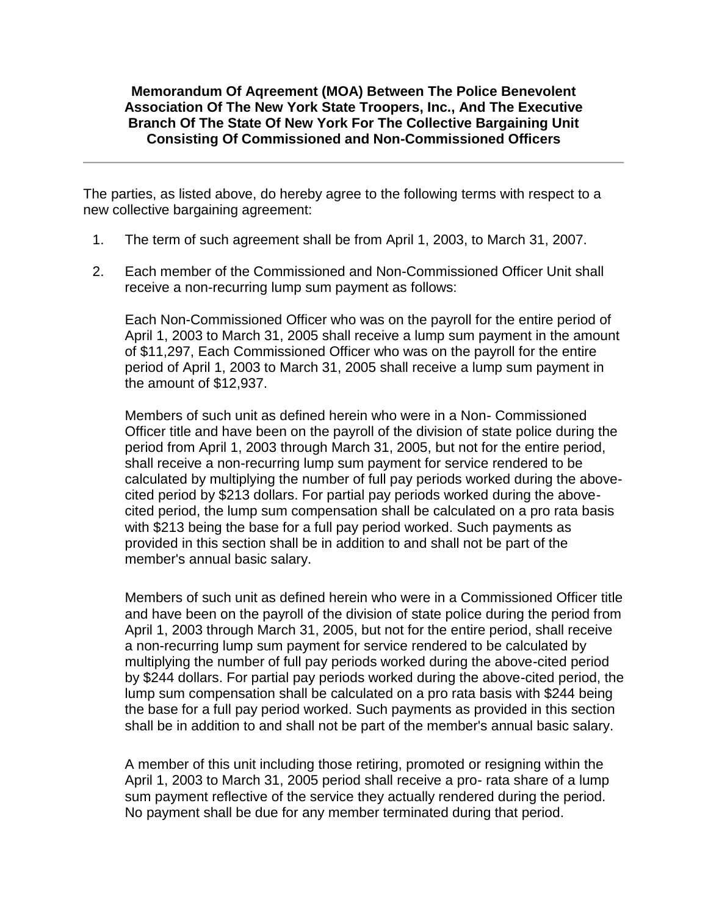**Memorandum Of Aqreement (MOA) Between The Police Benevolent Association Of The New York State Troopers, Inc., And The Executive Branch Of The State Of New York For The Collective Bargaining Unit Consisting Of Commissioned and Non-Commissioned Officers**

---

The parties, as listed above, do hereby agree to the following terms with respect to a new collective bargaining agreement:

1. The term of such agreement shall be from April 1, 2003, to March 31, 2007.

2. Each member of the Commissioned and Non-Commissioned Officer Unit shall receive a non-recurring lump sum payment as follows:

   Each Non-Commissioned Officer who was on the payroll for the entire period of April 1, 2003 to March 31, 2005 shall receive a lump sum payment in the amount of $11,297, Each Commissioned Officer who was on the payroll for the entire period of April 1, 2003 to March 31, 2005 shall receive a lump sum payment in the amount of $12,937.

   Members of such unit as defined herein who were in a Non- Commissioned Officer title and have been on the payroll of the division of state police during the period from April 1, 2003 through March 31, 2005, but not for the entire period, shall receive a non-recurring lump sum payment for service rendered to be calculated by multiplying the number of full pay periods worked during the above-cited period by $213 dollars. For partial pay periods worked during the above-cited period, the lump sum compensation shall be calculated on a pro rata basis with $213 being the base for a full pay period worked. Such payments as provided in this section shall be in addition to and shall not be part of the member's annual basic salary.

   Members of such unit as defined herein who were in a Commissioned Officer title and have been on the payroll of the division of state police during the period from April 1, 2003 through March 31, 2005, but not for the entire period, shall receive a non-recurring lump sum payment for service rendered to be calculated by multiplying the number of full pay periods worked during the above-cited period by $244 dollars. For partial pay periods worked during the above-cited period, the lump sum compensation shall be calculated on a pro rata basis with $244 being the base for a full pay period worked. Such payments as provided in this section shall be in addition to and shall not be part of the member's annual basic salary.

   A member of this unit including those retiring, promoted or resigning within the April 1, 2003 to March 31, 2005 period shall receive a pro- rata share of a lump sum payment reflective of the service they actually rendered during the period. No payment shall be due for any member terminated during that period.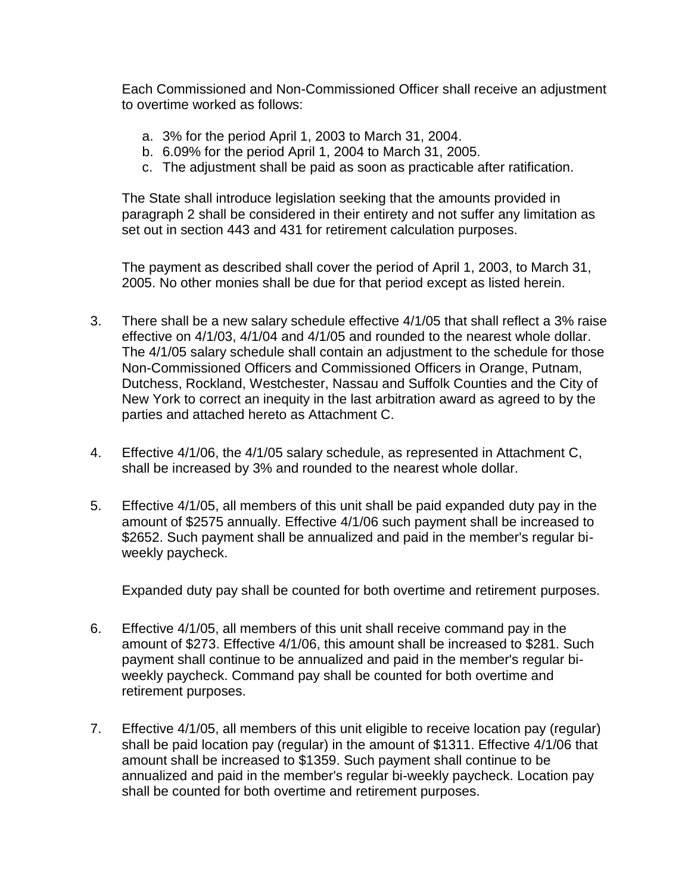Each Commissioned and Non-Commissioned Officer shall receive an adjustment to overtime worked as follows:

a. 3% for the period April 1, 2003 to March 31, 2004.
b. 6.09% for the period April 1, 2004 to March 31, 2005.
c. The adjustment shall be paid as soon as practicable after ratification.

The State shall introduce legislation seeking that the amounts provided in paragraph 2 shall be considered in their entirety and not suffer any limitation as set out in section 443 and 431 for retirement calculation purposes.

The payment as described shall cover the period of April 1, 2003, to March 31, 2005. No other monies shall be due for that period except as listed herein.

3. There shall be a new salary schedule effective 4/1/05 that shall reflect a 3% raise effective on 4/1/03, 4/1/04 and 4/1/05 and rounded to the nearest whole dollar. The 4/1/05 salary schedule shall contain an adjustment to the schedule for those Non-Commissioned Officers and Commissioned Officers in Orange, Putnam, Dutchess, Rockland, Westchester, Nassau and Suffolk Counties and the City of New York to correct an inequity in the last arbitration award as agreed to by the parties and attached hereto as Attachment C.

4. Effective 4/1/06, the 4/1/05 salary schedule, as represented in Attachment C, shall be increased by 3% and rounded to the nearest whole dollar.

5. Effective 4/1/05, all members of this unit shall be paid expanded duty pay in the amount of $2575 annually. Effective 4/1/06 such payment shall be increased to $2652. Such payment shall be annualized and paid in the member's regular bi-weekly paycheck.

   Expanded duty pay shall be counted for both overtime and retirement purposes.

6. Effective 4/1/05, all members of this unit shall receive command pay in the amount of $273. Effective 4/1/06, this amount shall be increased to $281. Such payment shall continue to be annualized and paid in the member's regular bi-weekly paycheck. Command pay shall be counted for both overtime and retirement purposes.

7. Effective 4/1/05, all members of this unit eligible to receive location pay (regular) shall be paid location pay (regular) in the amount of $1311. Effective 4/1/06 that amount shall be increased to $1359. Such payment shall continue to be annualized and paid in the member's regular bi-weekly paycheck. Location pay shall be counted for both overtime and retirement purposes.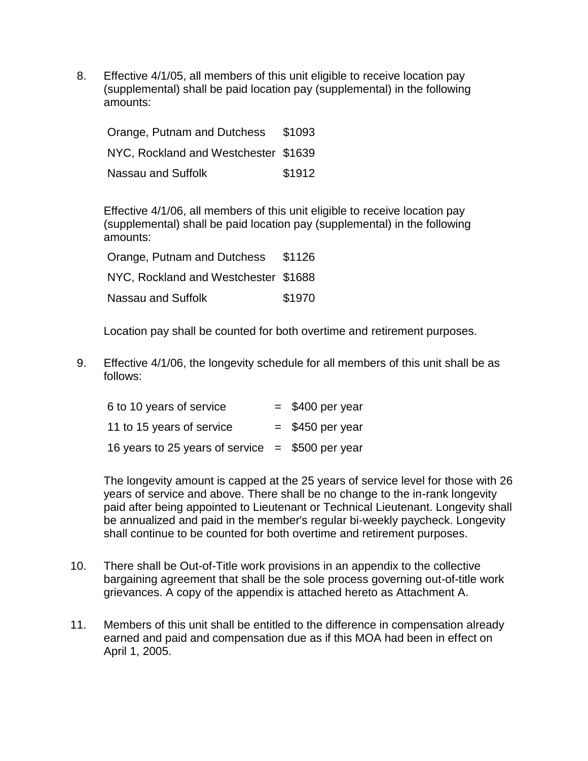8. Effective 4/1/05, all members of this unit eligible to receive location pay (supplemental) shall be paid location pay (supplemental) in the following amounts:

| | |
|---|---|
| Orange, Putnam and Dutchess | $1093 |
| NYC, Rockland and Westchester | $1639 |
| Nassau and Suffolk | $1912 |

Effective 4/1/06, all members of this unit eligible to receive location pay (supplemental) shall be paid location pay (supplemental) in the following amounts:

| | |
|---|---|
| Orange, Putnam and Dutchess | $1126 |
| NYC, Rockland and Westchester | $1688 |
| Nassau and Suffolk | $1970 |

Location pay shall be counted for both overtime and retirement purposes.

9. Effective 4/1/06, the longevity schedule for all members of this unit shall be as follows:

| | | |
|---|---|---|
| 6 to 10 years of service | = | $400 per year |
| 11 to 15 years of service | = | $450 per year |
| 16 years to 25 years of service | = | $500 per year |

The longevity amount is capped at the 25 years of service level for those with 26 years of service and above. There shall be no change to the in-rank longevity paid after being appointed to Lieutenant or Technical Lieutenant. Longevity shall be annualized and paid in the member's regular bi-weekly paycheck. Longevity shall continue to be counted for both overtime and retirement purposes.

10. There shall be Out-of-Title work provisions in an appendix to the collective bargaining agreement that shall be the sole process governing out-of-title work grievances. A copy of the appendix is attached hereto as Attachment A.

11. Members of this unit shall be entitled to the difference in compensation already earned and paid and compensation due as if this MOA had been in effect on April 1, 2005.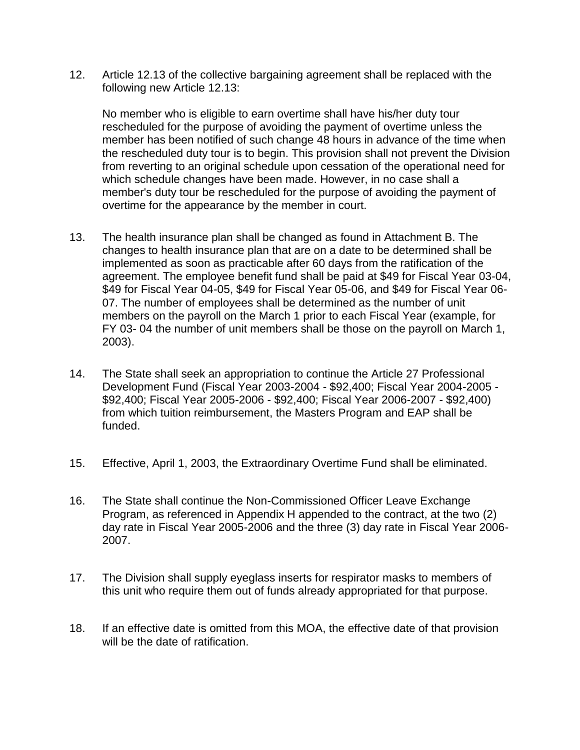12. Article 12.13 of the collective bargaining agreement shall be replaced with the following new Article 12.13:

    No member who is eligible to earn overtime shall have his/her duty tour rescheduled for the purpose of avoiding the payment of overtime unless the member has been notified of such change 48 hours in advance of the time when the rescheduled duty tour is to begin. This provision shall not prevent the Division from reverting to an original schedule upon cessation of the operational need for which schedule changes have been made. However, in no case shall a member's duty tour be rescheduled for the purpose of avoiding the payment of overtime for the appearance by the member in court.

13. The health insurance plan shall be changed as found in Attachment B. The changes to health insurance plan that are on a date to be determined shall be implemented as soon as practicable after 60 days from the ratification of the agreement. The employee benefit fund shall be paid at $49 for Fiscal Year 03-04, $49 for Fiscal Year 04-05, $49 for Fiscal Year 05-06, and $49 for Fiscal Year 06-07. The number of employees shall be determined as the number of unit members on the payroll on the March 1 prior to each Fiscal Year (example, for FY 03- 04 the number of unit members shall be those on the payroll on March 1, 2003).

14. The State shall seek an appropriation to continue the Article 27 Professional Development Fund (Fiscal Year 2003-2004 - $92,400; Fiscal Year 2004-2005 - $92,400; Fiscal Year 2005-2006 - $92,400; Fiscal Year 2006-2007 - $92,400) from which tuition reimbursement, the Masters Program and EAP shall be funded.

15. Effective, April 1, 2003, the Extraordinary Overtime Fund shall be eliminated.

16. The State shall continue the Non-Commissioned Officer Leave Exchange Program, as referenced in Appendix H appended to the contract, at the two (2) day rate in Fiscal Year 2005-2006 and the three (3) day rate in Fiscal Year 2006-2007.

17. The Division shall supply eyeglass inserts for respirator masks to members of this unit who require them out of funds already appropriated for that purpose.

18. If an effective date is omitted from this MOA, the effective date of that provision will be the date of ratification.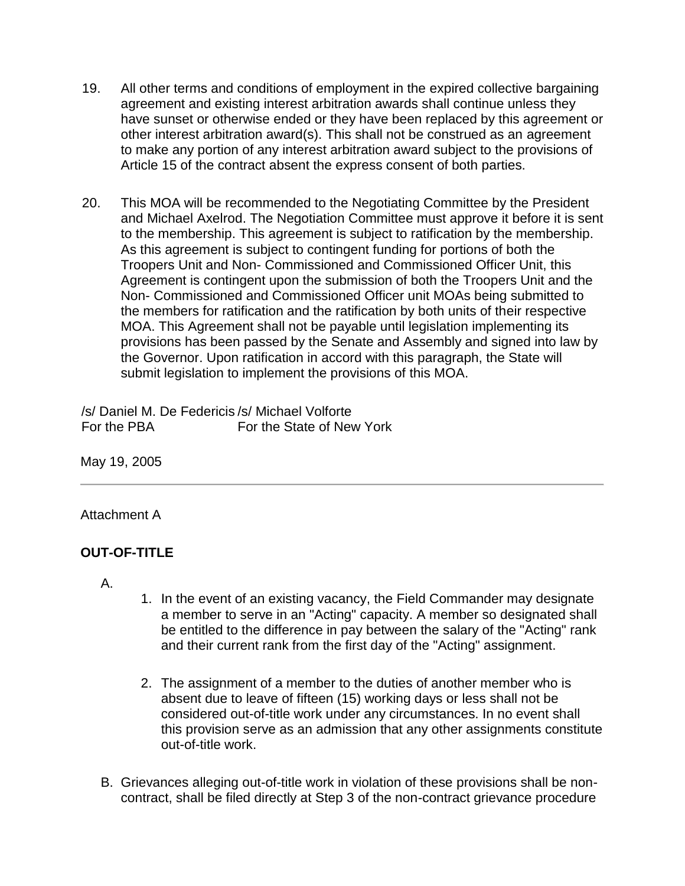19. All other terms and conditions of employment in the expired collective bargaining agreement and existing interest arbitration awards shall continue unless they have sunset or otherwise ended or they have been replaced by this agreement or other interest arbitration award(s). This shall not be construed as an agreement to make any portion of any interest arbitration award subject to the provisions of Article 15 of the contract absent the express consent of both parties.

20. This MOA will be recommended to the Negotiating Committee by the President and Michael Axelrod. The Negotiation Committee must approve it before it is sent to the membership. This agreement is subject to ratification by the membership. As this agreement is subject to contingent funding for portions of both the Troopers Unit and Non- Commissioned and Commissioned Officer Unit, this Agreement is contingent upon the submission of both the Troopers Unit and the Non- Commissioned and Commissioned Officer unit MOAs being submitted to the members for ratification and the ratification by both units of their respective MOA. This Agreement shall not be payable until legislation implementing its provisions has been passed by the Senate and Assembly and signed into law by the Governor. Upon ratification in accord with this paragraph, the State will submit legislation to implement the provisions of this MOA.

/s/ Daniel M. De Federicis /s/ Michael Volforte
For the PBA For the State of New York

May 19, 2005

---

Attachment A

**OUT-OF-TITLE**

A.
   1. In the event of an existing vacancy, the Field Commander may designate a member to serve in an "Acting" capacity. A member so designated shall be entitled to the difference in pay between the salary of the "Acting" rank and their current rank from the first day of the "Acting" assignment.

   2. The assignment of a member to the duties of another member who is absent due to leave of fifteen (15) working days or less shall not be considered out-of-title work under any circumstances. In no event shall this provision serve as an admission that any other assignments constitute out-of-title work.

B. Grievances alleging out-of-title work in violation of these provisions shall be non-contract, shall be filed directly at Step 3 of the non-contract grievance procedure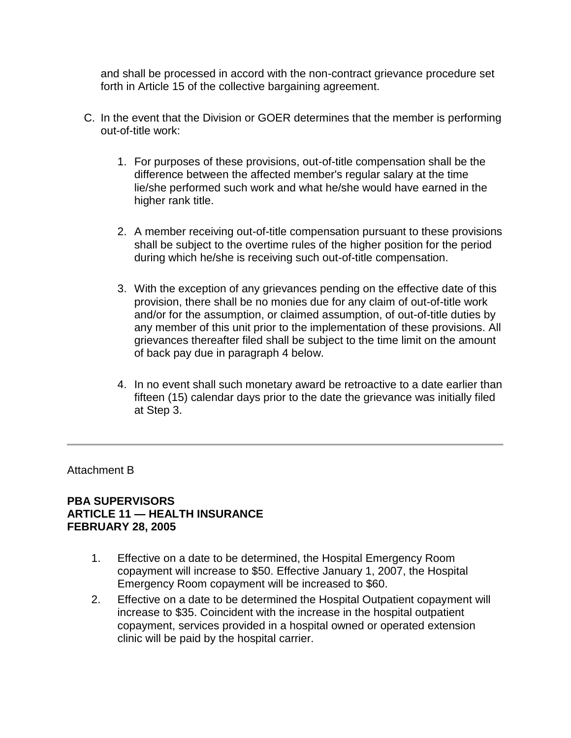and shall be processed in accord with the non-contract grievance procedure set forth in Article 15 of the collective bargaining agreement.

C. In the event that the Division or GOER determines that the member is performing out-of-title work:

   1. For purposes of these provisions, out-of-title compensation shall be the difference between the affected member's regular salary at the time lie/she performed such work and what he/she would have earned in the higher rank title.

   2. A member receiving out-of-title compensation pursuant to these provisions shall be subject to the overtime rules of the higher position for the period during which he/she is receiving such out-of-title compensation.

   3. With the exception of any grievances pending on the effective date of this provision, there shall be no monies due for any claim of out-of-title work and/or for the assumption, or claimed assumption, of out-of-title duties by any member of this unit prior to the implementation of these provisions. All grievances thereafter filed shall be subject to the time limit on the amount of back pay due in paragraph 4 below.

   4. In no event shall such monetary award be retroactive to a date earlier than fifteen (15) calendar days prior to the date the grievance was initially filed at Step 3.

---

Attachment B

**PBA SUPERVISORS**
**ARTICLE 11 — HEALTH INSURANCE**
**FEBRUARY 28, 2005**

1. Effective on a date to be determined, the Hospital Emergency Room copayment will increase to $50. Effective January 1, 2007, the Hospital Emergency Room copayment will be increased to $60.
2. Effective on a date to be determined the Hospital Outpatient copayment will increase to $35. Coincident with the increase in the hospital outpatient copayment, services provided in a hospital owned or operated extension clinic will be paid by the hospital carrier.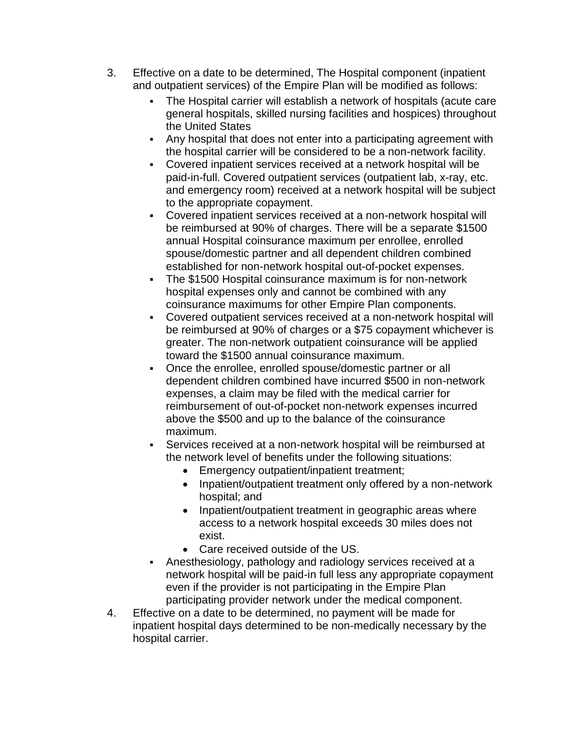3. Effective on a date to be determined, The Hospital component (inpatient and outpatient services) of the Empire Plan will be modified as follows:
   - The Hospital carrier will establish a network of hospitals (acute care general hospitals, skilled nursing facilities and hospices) throughout the United States
   - Any hospital that does not enter into a participating agreement with the hospital carrier will be considered to be a non-network facility.
   - Covered inpatient services received at a network hospital will be paid-in-full. Covered outpatient services (outpatient lab, x-ray, etc. and emergency room) received at a network hospital will be subject to the appropriate copayment.
   - Covered inpatient services received at a non-network hospital will be reimbursed at 90% of charges. There will be a separate $1500 annual Hospital coinsurance maximum per enrollee, enrolled spouse/domestic partner and all dependent children combined established for non-network hospital out-of-pocket expenses.
   - The $1500 Hospital coinsurance maximum is for non-network hospital expenses only and cannot be combined with any coinsurance maximums for other Empire Plan components.
   - Covered outpatient services received at a non-network hospital will be reimbursed at 90% of charges or a $75 copayment whichever is greater. The non-network outpatient coinsurance will be applied toward the $1500 annual coinsurance maximum.
   - Once the enrollee, enrolled spouse/domestic partner or all dependent children combined have incurred $500 in non-network expenses, a claim may be filed with the medical carrier for reimbursement of out-of-pocket non-network expenses incurred above the $500 and up to the balance of the coinsurance maximum.
   - Services received at a non-network hospital will be reimbursed at the network level of benefits under the following situations:
     - Emergency outpatient/inpatient treatment;
     - Inpatient/outpatient treatment only offered by a non-network hospital; and
     - Inpatient/outpatient treatment in geographic areas where access to a network hospital exceeds 30 miles does not exist.
     - Care received outside of the US.
   - Anesthesiology, pathology and radiology services received at a network hospital will be paid-in full less any appropriate copayment even if the provider is not participating in the Empire Plan participating provider network under the medical component.
4. Effective on a date to be determined, no payment will be made for inpatient hospital days determined to be non-medically necessary by the hospital carrier.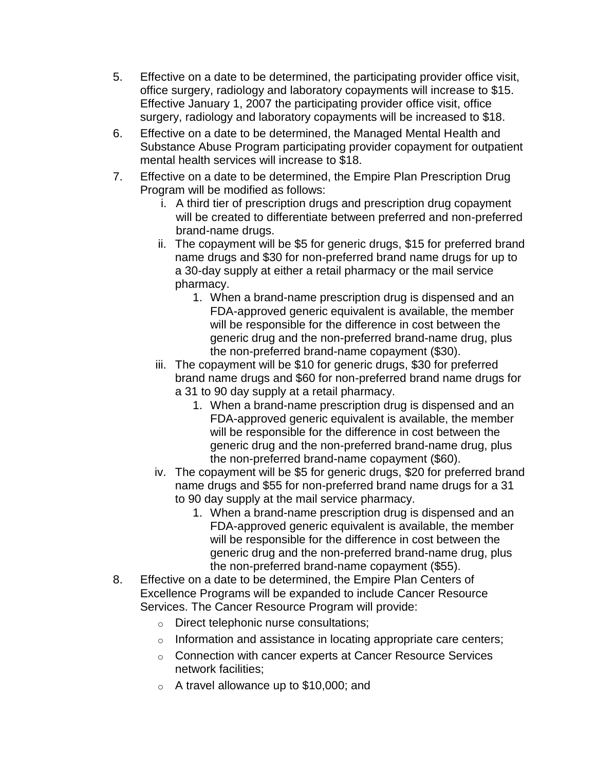5. Effective on a date to be determined, the participating provider office visit, office surgery, radiology and laboratory copayments will increase to $15. Effective January 1, 2007 the participating provider office visit, office surgery, radiology and laboratory copayments will be increased to $18.
6. Effective on a date to be determined, the Managed Mental Health and Substance Abuse Program participating provider copayment for outpatient mental health services will increase to $18.
7. Effective on a date to be determined, the Empire Plan Prescription Drug Program will be modified as follows:
    i. A third tier of prescription drugs and prescription drug copayment will be created to differentiate between preferred and non-preferred brand-name drugs.
    ii. The copayment will be $5 for generic drugs, $15 for preferred brand name drugs and $30 for non-preferred brand name drugs for up to a 30-day supply at either a retail pharmacy or the mail service pharmacy.
        1. When a brand-name prescription drug is dispensed and an FDA-approved generic equivalent is available, the member will be responsible for the difference in cost between the generic drug and the non-preferred brand-name drug, plus the non-preferred brand-name copayment ($30).
    iii. The copayment will be $10 for generic drugs, $30 for preferred brand name drugs and $60 for non-preferred brand name drugs for a 31 to 90 day supply at a retail pharmacy.
        1. When a brand-name prescription drug is dispensed and an FDA-approved generic equivalent is available, the member will be responsible for the difference in cost between the generic drug and the non-preferred brand-name drug, plus the non-preferred brand-name copayment ($60).
    iv. The copayment will be $5 for generic drugs, $20 for preferred brand name drugs and $55 for non-preferred brand name drugs for a 31 to 90 day supply at the mail service pharmacy.
        1. When a brand-name prescription drug is dispensed and an FDA-approved generic equivalent is available, the member will be responsible for the difference in cost between the generic drug and the non-preferred brand-name drug, plus the non-preferred brand-name copayment ($55).
8. Effective on a date to be determined, the Empire Plan Centers of Excellence Programs will be expanded to include Cancer Resource Services. The Cancer Resource Program will provide:
    - Direct telephonic nurse consultations;
    - Information and assistance in locating appropriate care centers;
    - Connection with cancer experts at Cancer Resource Services network facilities;
    - A travel allowance up to $10,000; and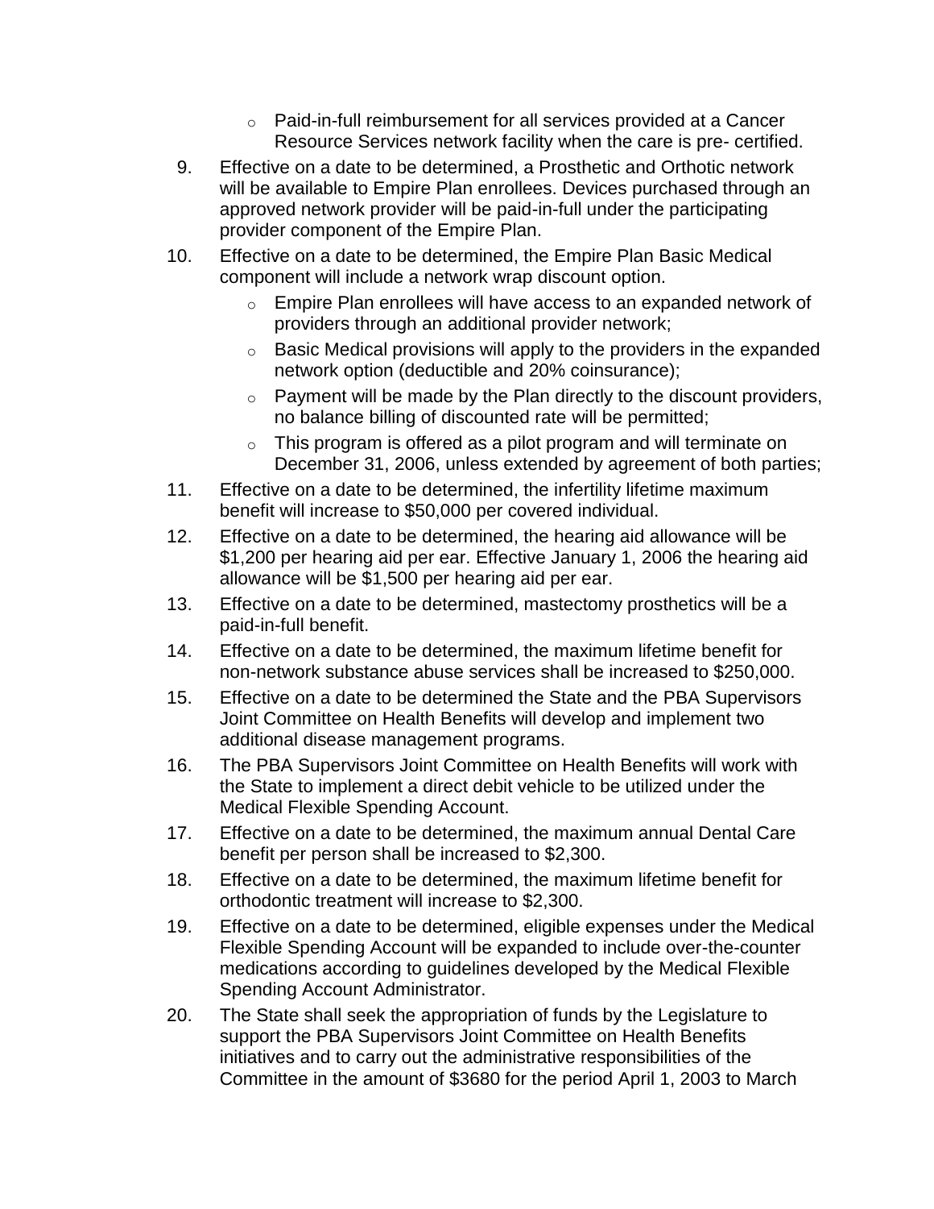- Paid-in-full reimbursement for all services provided at a Cancer Resource Services network facility when the care is pre- certified.

9. Effective on a date to be determined, a Prosthetic and Orthotic network will be available to Empire Plan enrollees. Devices purchased through an approved network provider will be paid-in-full under the participating provider component of the Empire Plan.
10. Effective on a date to be determined, the Empire Plan Basic Medical component will include a network wrap discount option.
    - Empire Plan enrollees will have access to an expanded network of providers through an additional provider network;
    - Basic Medical provisions will apply to the providers in the expanded network option (deductible and 20% coinsurance);
    - Payment will be made by the Plan directly to the discount providers, no balance billing of discounted rate will be permitted;
    - This program is offered as a pilot program and will terminate on December 31, 2006, unless extended by agreement of both parties;
11. Effective on a date to be determined, the infertility lifetime maximum benefit will increase to $50,000 per covered individual.
12. Effective on a date to be determined, the hearing aid allowance will be $1,200 per hearing aid per ear. Effective January 1, 2006 the hearing aid allowance will be $1,500 per hearing aid per ear.
13. Effective on a date to be determined, mastectomy prosthetics will be a paid-in-full benefit.
14. Effective on a date to be determined, the maximum lifetime benefit for non-network substance abuse services shall be increased to $250,000.
15. Effective on a date to be determined the State and the PBA Supervisors Joint Committee on Health Benefits will develop and implement two additional disease management programs.
16. The PBA Supervisors Joint Committee on Health Benefits will work with the State to implement a direct debit vehicle to be utilized under the Medical Flexible Spending Account.
17. Effective on a date to be determined, the maximum annual Dental Care benefit per person shall be increased to $2,300.
18. Effective on a date to be determined, the maximum lifetime benefit for orthodontic treatment will increase to $2,300.
19. Effective on a date to be determined, eligible expenses under the Medical Flexible Spending Account will be expanded to include over-the-counter medications according to guidelines developed by the Medical Flexible Spending Account Administrator.
20. The State shall seek the appropriation of funds by the Legislature to support the PBA Supervisors Joint Committee on Health Benefits initiatives and to carry out the administrative responsibilities of the Committee in the amount of $3680 for the period April 1, 2003 to March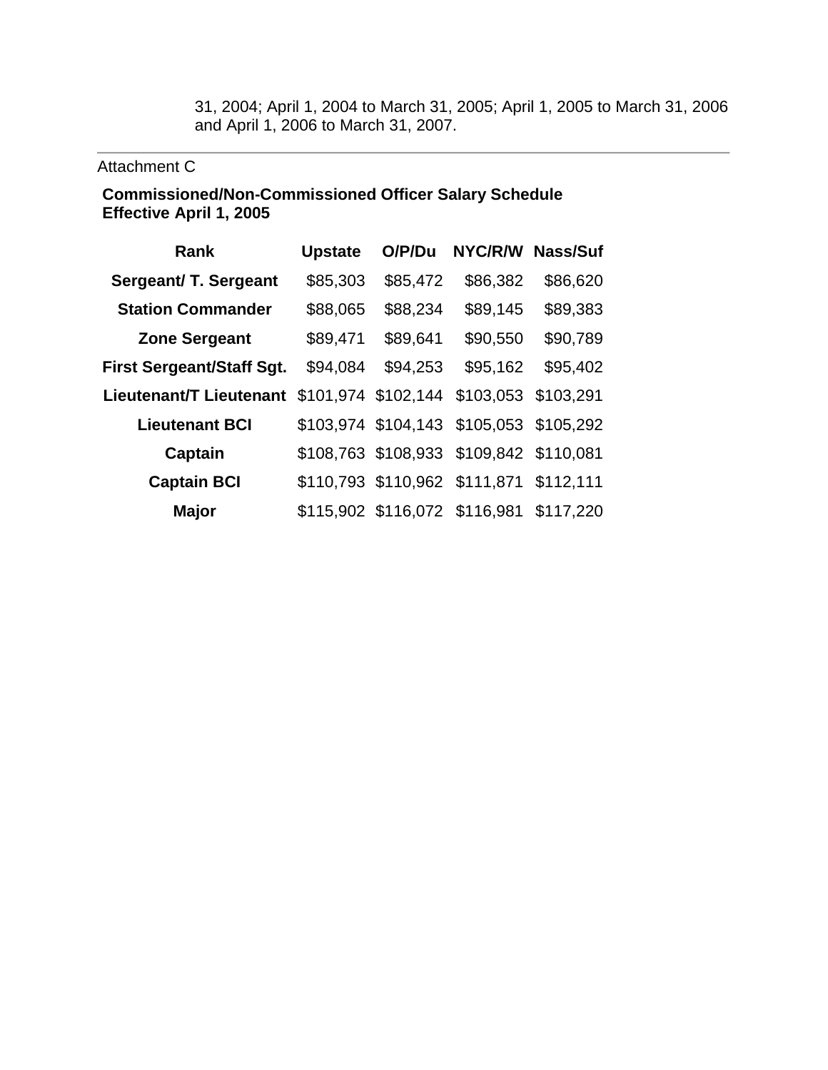31, 2004; April 1, 2004 to March 31, 2005; April 1, 2005 to March 31, 2006 and April 1, 2006 to March 31, 2007.

---

Attachment C

**Commissioned/Non-Commissioned Officer Salary Schedule Effective April 1, 2005**

| Rank | Upstate | O/P/Du | NYC/R/W | Nass/Suf |
|---|---|---|---|---|
| **Sergeant/ T. Sergeant** | $85,303 | $85,472 | $86,382 | $86,620 |
| **Station Commander** | $88,065 | $88,234 | $89,145 | $89,383 |
| **Zone Sergeant** | $89,471 | $89,641 | $90,550 | $90,789 |
| **First Sergeant/Staff Sgt.** | $94,084 | $94,253 | $95,162 | $95,402 |
| **Lieutenant/T Lieutenant** | $101,974 | $102,144 | $103,053 | $103,291 |
| **Lieutenant BCI** | $103,974 | $104,143 | $105,053 | $105,292 |
| **Captain** | $108,763 | $108,933 | $109,842 | $110,081 |
| **Captain BCI** | $110,793 | $110,962 | $111,871 | $112,111 |
| **Major** | $115,902 | $116,072 | $116,981 | $117,220 |